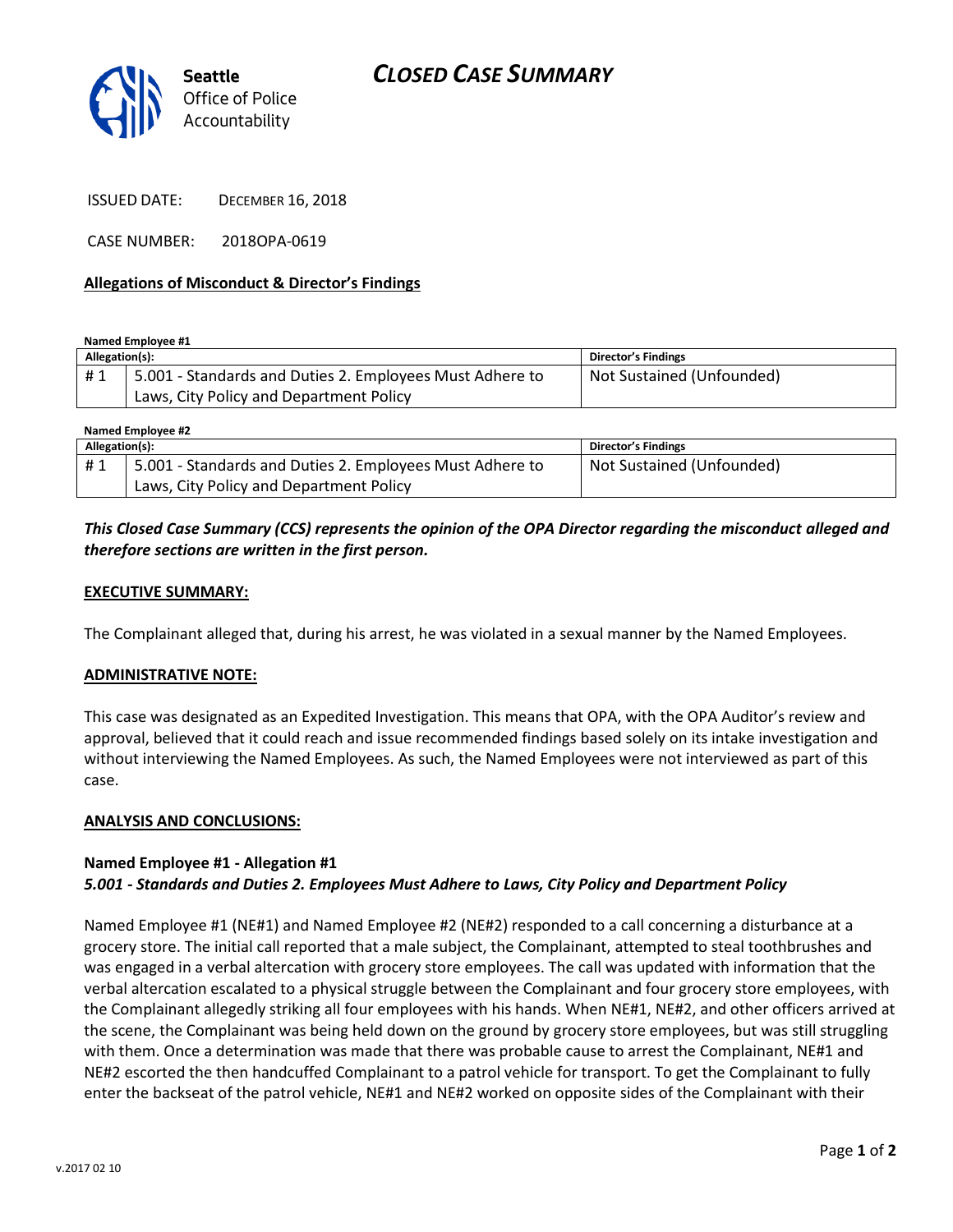Seattle Office of Police Accountability

# CLOSED CASE SUMMARY

ISSUED DATE: DECEMBER 16, 2018

CASE NUMBER: 2018OPA-0619

**Allegations of Misconduct & Director's Findings**

**Named Employee #1**

| Allegation(s): | | Director's Findings |
|---|---|---|
| # 1 | 5.001 - Standards and Duties 2. Employees Must Adhere to Laws, City Policy and Department Policy | Not Sustained (Unfounded) |

**Named Employee #2**

| Allegation(s): | | Director's Findings |
|---|---|---|
| # 1 | 5.001 - Standards and Duties 2. Employees Must Adhere to Laws, City Policy and Department Policy | Not Sustained (Unfounded) |

***This Closed Case Summary (CCS) represents the opinion of the OPA Director regarding the misconduct alleged and therefore sections are written in the first person.***

**EXECUTIVE SUMMARY:**

The Complainant alleged that, during his arrest, he was violated in a sexual manner by the Named Employees.

**ADMINISTRATIVE NOTE:**

This case was designated as an Expedited Investigation. This means that OPA, with the OPA Auditor's review and approval, believed that it could reach and issue recommended findings based solely on its intake investigation and without interviewing the Named Employees. As such, the Named Employees were not interviewed as part of this case.

**ANALYSIS AND CONCLUSIONS:**

**Named Employee #1 - Allegation #1**
***5.001 - Standards and Duties 2. Employees Must Adhere to Laws, City Policy and Department Policy***

Named Employee #1 (NE#1) and Named Employee #2 (NE#2) responded to a call concerning a disturbance at a grocery store. The initial call reported that a male subject, the Complainant, attempted to steal toothbrushes and was engaged in a verbal altercation with grocery store employees. The call was updated with information that the verbal altercation escalated to a physical struggle between the Complainant and four grocery store employees, with the Complainant allegedly striking all four employees with his hands. When NE#1, NE#2, and other officers arrived at the scene, the Complainant was being held down on the ground by grocery store employees, but was still struggling with them. Once a determination was made that there was probable cause to arrest the Complainant, NE#1 and NE#2 escorted the then handcuffed Complainant to a patrol vehicle for transport. To get the Complainant to fully enter the backseat of the patrol vehicle, NE#1 and NE#2 worked on opposite sides of the Complainant with their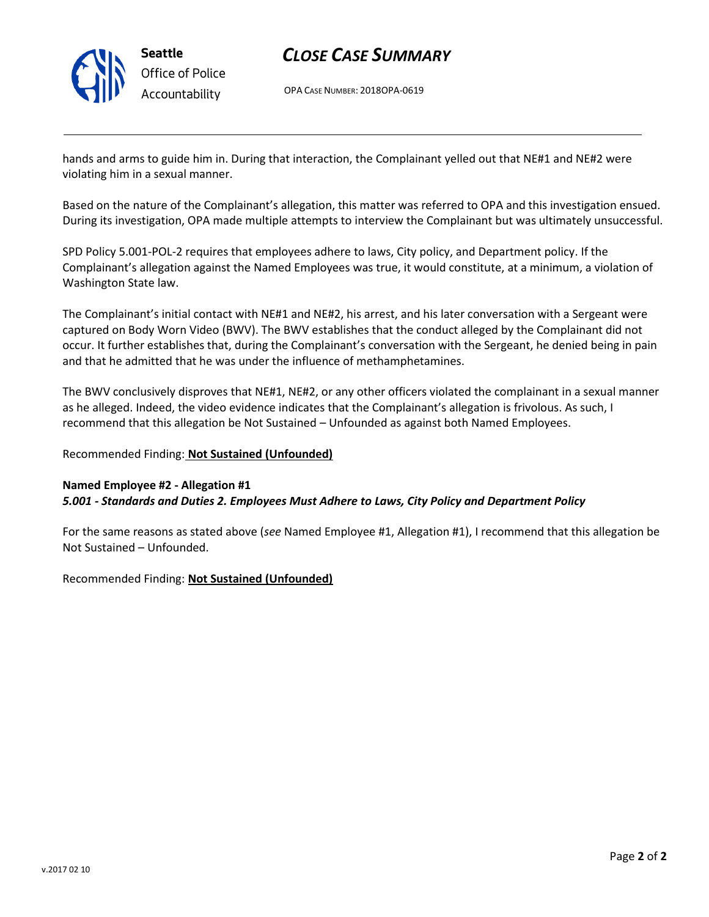hands and arms to guide him in. During that interaction, the Complainant yelled out that NE#1 and NE#2 were violating him in a sexual manner.

Based on the nature of the Complainant's allegation, this matter was referred to OPA and this investigation ensued. During its investigation, OPA made multiple attempts to interview the Complainant but was ultimately unsuccessful.

SPD Policy 5.001-POL-2 requires that employees adhere to laws, City policy, and Department policy. If the Complainant's allegation against the Named Employees was true, it would constitute, at a minimum, a violation of Washington State law.

The Complainant's initial contact with NE#1 and NE#2, his arrest, and his later conversation with a Sergeant were captured on Body Worn Video (BWV). The BWV establishes that the conduct alleged by the Complainant did not occur. It further establishes that, during the Complainant's conversation with the Sergeant, he denied being in pain and that he admitted that he was under the influence of methamphetamines.

The BWV conclusively disproves that NE#1, NE#2, or any other officers violated the complainant in a sexual manner as he alleged. Indeed, the video evidence indicates that the Complainant's allegation is frivolous. As such, I recommend that this allegation be Not Sustained – Unfounded as against both Named Employees.

Recommended Finding: **Not Sustained (Unfounded)**

**Named Employee #2 - Allegation #1**
***5.001 - Standards and Duties 2. Employees Must Adhere to Laws, City Policy and Department Policy***

For the same reasons as stated above (*see* Named Employee #1, Allegation #1), I recommend that this allegation be Not Sustained – Unfounded.

Recommended Finding: **Not Sustained (Unfounded)**